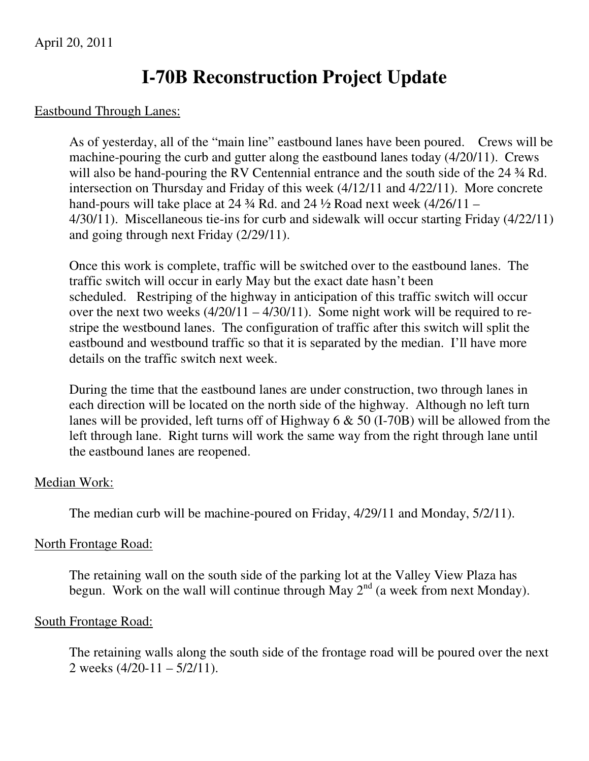April 20, 2011

# I-70B Reconstruction Project Update

Eastbound Through Lanes:

As of yesterday, all of the "main line" eastbound lanes have been poured. Crews will be machine-pouring the curb and gutter along the eastbound lanes today (4/20/11). Crews will also be hand-pouring the RV Centennial entrance and the south side of the 24 ¾ Rd. intersection on Thursday and Friday of this week (4/12/11 and 4/22/11). More concrete hand-pours will take place at 24 ¾ Rd. and 24 ½ Road next week (4/26/11 – 4/30/11). Miscellaneous tie-ins for curb and sidewalk will occur starting Friday (4/22/11) and going through next Friday (2/29/11).

Once this work is complete, traffic will be switched over to the eastbound lanes. The traffic switch will occur in early May but the exact date hasn't been scheduled. Restriping of the highway in anticipation of this traffic switch will occur over the next two weeks (4/20/11 – 4/30/11). Some night work will be required to re-stripe the westbound lanes. The configuration of traffic after this switch will split the eastbound and westbound traffic so that it is separated by the median. I'll have more details on the traffic switch next week.

During the time that the eastbound lanes are under construction, two through lanes in each direction will be located on the north side of the highway. Although no left turn lanes will be provided, left turns off of Highway 6 & 50 (I-70B) will be allowed from the left through lane. Right turns will work the same way from the right through lane until the eastbound lanes are reopened.

Median Work:

The median curb will be machine-poured on Friday, 4/29/11 and Monday, 5/2/11).

North Frontage Road:

The retaining wall on the south side of the parking lot at the Valley View Plaza has begun. Work on the wall will continue through May 2nd (a week from next Monday).

South Frontage Road:

The retaining walls along the south side of the frontage road will be poured over the next 2 weeks (4/20-11 – 5/2/11).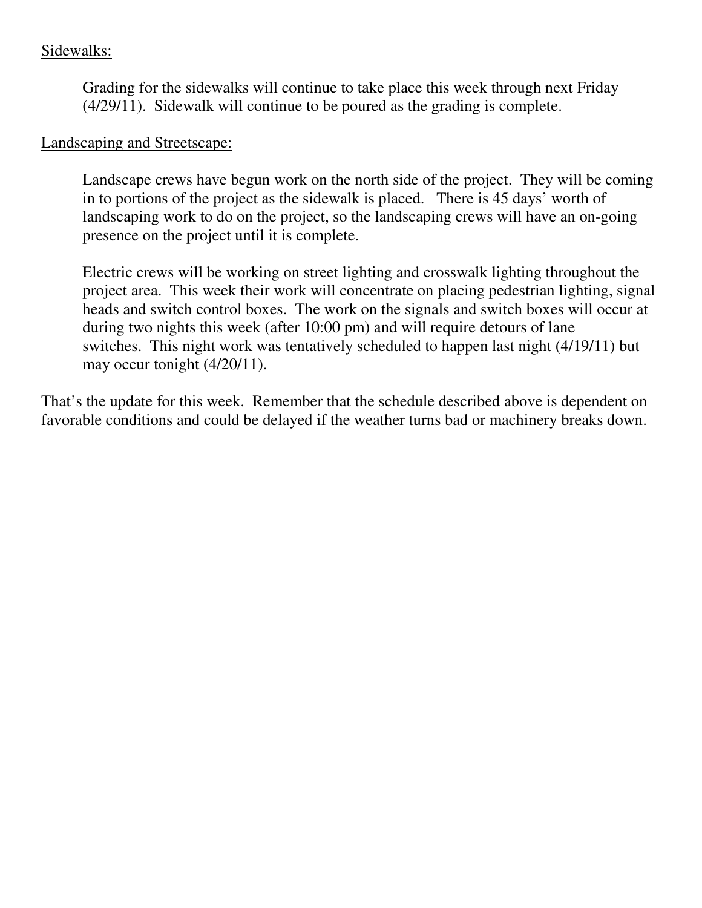Sidewalks:

Grading for the sidewalks will continue to take place this week through next Friday (4/29/11). Sidewalk will continue to be poured as the grading is complete.

Landscaping and Streetscape:

Landscape crews have begun work on the north side of the project. They will be coming in to portions of the project as the sidewalk is placed. There is 45 days' worth of landscaping work to do on the project, so the landscaping crews will have an on-going presence on the project until it is complete.

Electric crews will be working on street lighting and crosswalk lighting throughout the project area. This week their work will concentrate on placing pedestrian lighting, signal heads and switch control boxes. The work on the signals and switch boxes will occur at during two nights this week (after 10:00 pm) and will require detours of lane switches. This night work was tentatively scheduled to happen last night (4/19/11) but may occur tonight (4/20/11).

That's the update for this week. Remember that the schedule described above is dependent on favorable conditions and could be delayed if the weather turns bad or machinery breaks down.